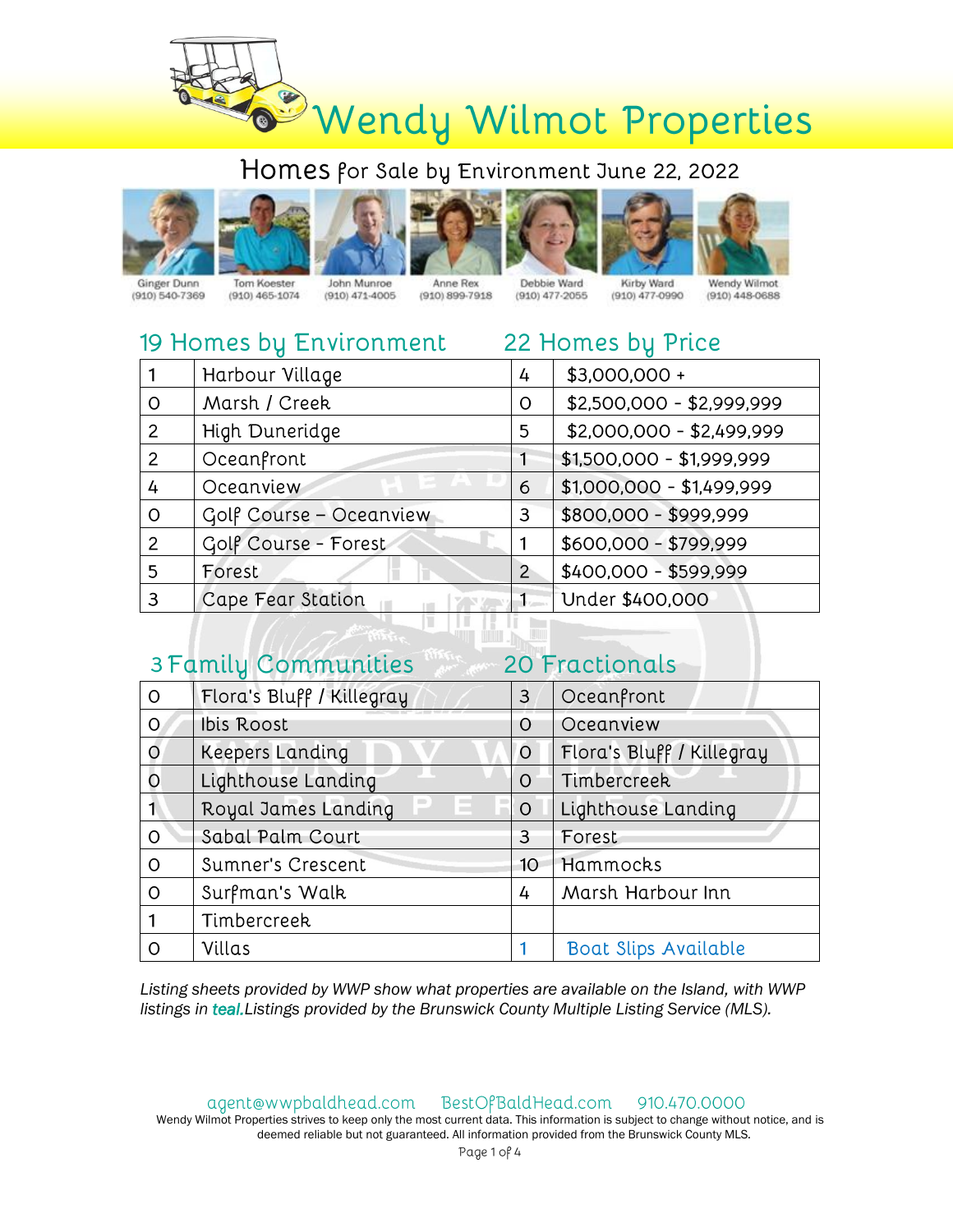# Wendy Wilmot Properties

## Homes for Sale by Environment June 22, 2022

Ginger Dunn (910) 540-7369 | Tom Koester (910) 465-1074 | John Munroe (910) 471-4005 | Anne Rex (910) 899-7918 | Debbie Ward (910) 477-2055 | Kirby Ward (910) 477-0990 | Wendy Wilmot (910) 448-0688

| 19 Homes by Environment | | 22 Homes by Price | |
|---|---|---|---|
| 1 | Harbour Village | 4 | $3,000,000 + |
| 0 | Marsh / Creek | 0 | $2,500,000 - $2,999,999 |
| 2 | High Duneridge | 5 | $2,000,000 - $2,499,999 |
| 2 | Oceanfront | 1 | $1,500,000 - $1,999,999 |
| 4 | Oceanview | 6 | $1,000,000 - $1,499,999 |
| 0 | Golf Course – Oceanview | 3 | $800,000 - $999,999 |
| 2 | Golf Course - Forest | 1 | $600,000 - $799,999 |
| 5 | Forest | 2 | $400,000 - $599,999 |
| 3 | Cape Fear Station | 1 | Under $400,000 |

| 3 Family Communities | | 20 Fractionals | |
|---|---|---|---|
| 0 | Flora's Bluff / Killegray | 3 | Oceanfront |
| 0 | Ibis Roost | 0 | Oceanview |
| 0 | Keepers Landing | 0 | Flora's Bluff / Killegray |
| 0 | Lighthouse Landing | 0 | Timbercreek |
| 1 | Royal James Landing | 0 | Lighthouse Landing |
| 0 | Sabal Palm Court | 3 | Forest |
| 0 | Sumner's Crescent | 10 | Hammocks |
| 0 | Surfman's Walk | 4 | Marsh Harbour Inn |
| 1 | Timbercreek | | |
| 0 | Villas | 1 | Boat Slips Available |

*Listing sheets provided by WWP show what properties are available on the Island, with WWP listings in teal. Listings provided by the Brunswick County Multiple Listing Service (MLS).*

agent@wwpbaldhead.com BestOfBaldHead.com 910.470.0000

Wendy Wilmot Properties strives to keep only the most current data. This information is subject to change without notice, and is deemed reliable but not guaranteed. All information provided from the Brunswick County MLS.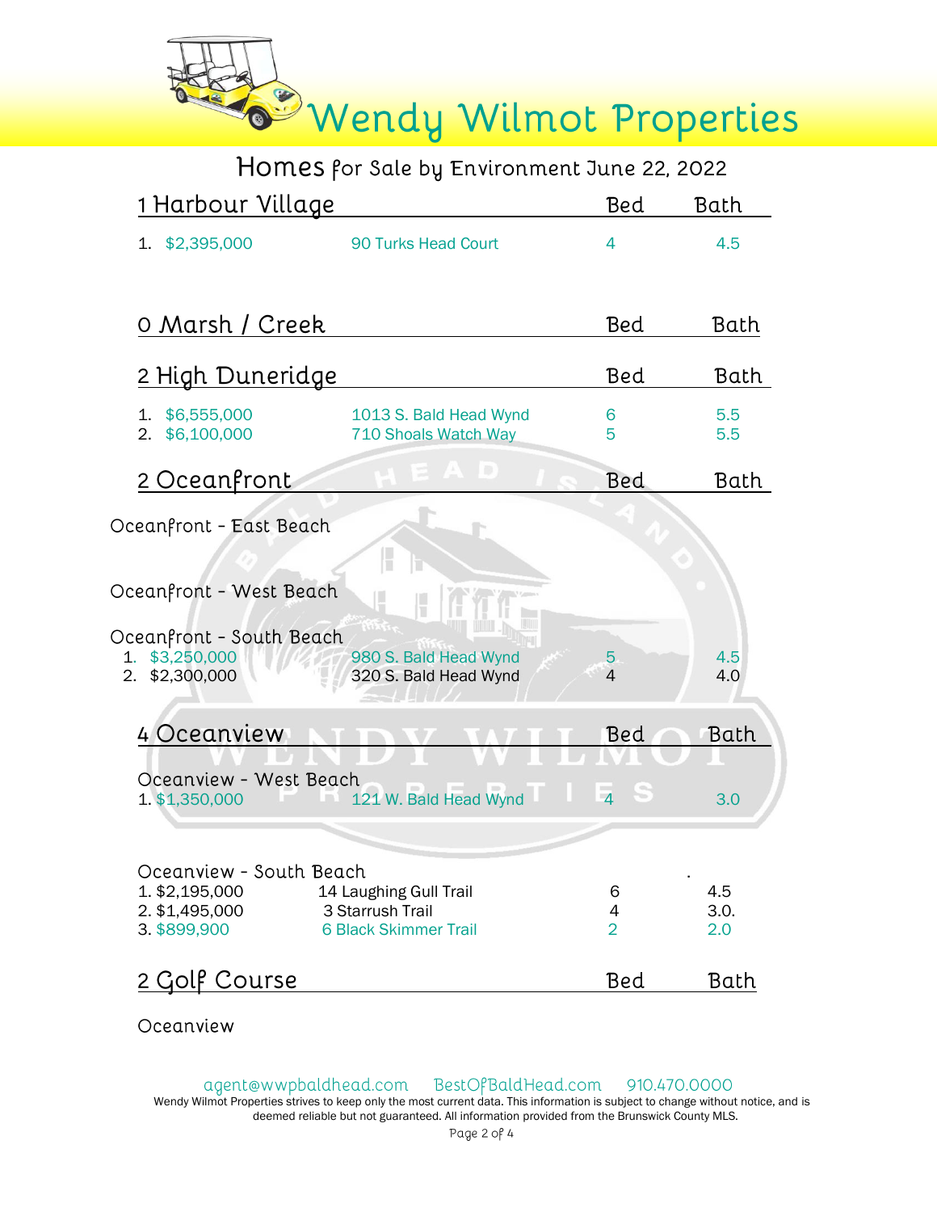# Wendy Wilmot Properties

## Homes for Sale by Environment June 22, 2022

### 1 Harbour Village

| | Price | Address | Bed | Bath |
|---|---|---|---|---|
| 1. | $2,395,000 | 90 Turks Head Court | 4 | 4.5 |

### 0 Marsh / Creek

| | Price | Address | Bed | Bath |
|---|---|---|---|---|

### 2 High Duneridge

| | Price | Address | Bed | Bath |
|---|---|---|---|---|
| 1. | $6,555,000 | 1013 S. Bald Head Wynd | 6 | 5.5 |
| 2. | $6,100,000 | 710 Shoals Watch Way | 5 | 5.5 |

### 2 Oceanfront

Oceanfront - East Beach

Oceanfront - West Beach

Oceanfront - South Beach

| | Price | Address | Bed | Bath |
|---|---|---|---|---|
| 1. | $3,250,000 | 980 S. Bald Head Wynd | 5 | 4.5 |
| 2. | $2,300,000 | 320 S. Bald Head Wynd | 4 | 4.0 |

### 4 Oceanview

Oceanview - West Beach

| | Price | Address | Bed | Bath |
|---|---|---|---|---|
| 1. | $1,350,000 | 121 W. Bald Head Wynd | 4 | 3.0 |

Oceanview - South Beach

| | Price | Address | Bed | Bath |
|---|---|---|---|---|
| 1. | $2,195,000 | 14 Laughing Gull Trail | 6 | 4.5 |
| 2. | $1,495,000 | 3 Starrush Trail | 4 | 3.0. |
| 3. | $899,900 | 6 Black Skimmer Trail | 2 | 2.0 |

### 2 Golf Course

| | Price | Address | Bed | Bath |
|---|---|---|---|---|

Oceanview

agent@wwpbaldhead.com BestOfBaldHead.com 910.470.0000

Wendy Wilmot Properties strives to keep only the most current data. This information is subject to change without notice, and is deemed reliable but not guaranteed. All information provided from the Brunswick County MLS.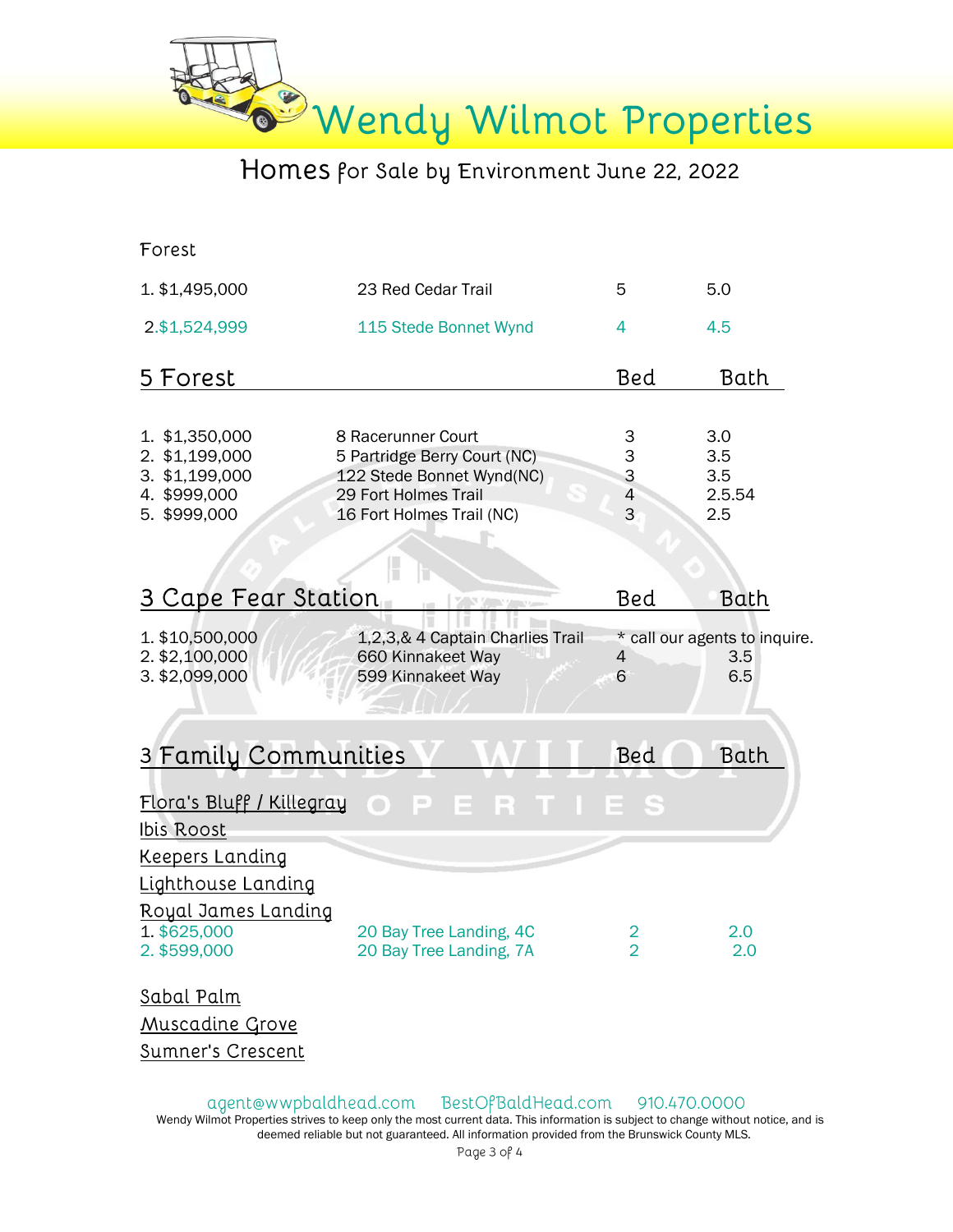# Wendy Wilmot Properties

## Homes for Sale by Environment June 22, 2022

### Forest

| | | | |
|---|---|---|---|
| 1. $1,495,000 | 23 Red Cedar Trail | 5 | 5.0 |
| 2. $1,524,999 | 115 Stede Bonnet Wynd | 4 | 4.5 |

### 5 Forest

| | | Bed | Bath |
|---|---|---|---|
| 1. $1,350,000 | 8 Racerunner Court | 3 | 3.0 |
| 2. $1,199,000 | 5 Partridge Berry Court (NC) | 3 | 3.5 |
| 3. $1,199,000 | 122 Stede Bonnet Wynd(NC) | 3 | 3.5 |
| 4. $999,000 | 29 Fort Holmes Trail | 4 | 2.5.54 |
| 5. $999,000 | 16 Fort Holmes Trail (NC) | 3 | 2.5 |

### 3 Cape Fear Station

| | | Bed | Bath |
|---|---|---|---|
| 1. $10,500,000 | 1,2,3,& 4 Captain Charlies Trail | * call our agents to inquire. | |
| 2. $2,100,000 | 660 Kinnakeet Way | 4 | 3.5 |
| 3. $2,099,000 | 599 Kinnakeet Way | 6 | 6.5 |

### 3 Family Communities

| | | Bed | Bath |
|---|---|---|---|

Flora's Bluff / Killegray

Ibis Roost

Keepers Landing

Lighthouse Landing

Royal James Landing

| | | | |
|---|---|---|---|
| 1. $625,000 | 20 Bay Tree Landing, 4C | 2 | 2.0 |
| 2. $599,000 | 20 Bay Tree Landing, 7A | 2 | 2.0 |

Sabal Palm

Muscadine Grove

Sumner's Crescent

agent@wwpbaldhead.com BestOfBaldHead.com 910.470.0000

Wendy Wilmot Properties strives to keep only the most current data. This information is subject to change without notice, and is deemed reliable but not guaranteed. All information provided from the Brunswick County MLS.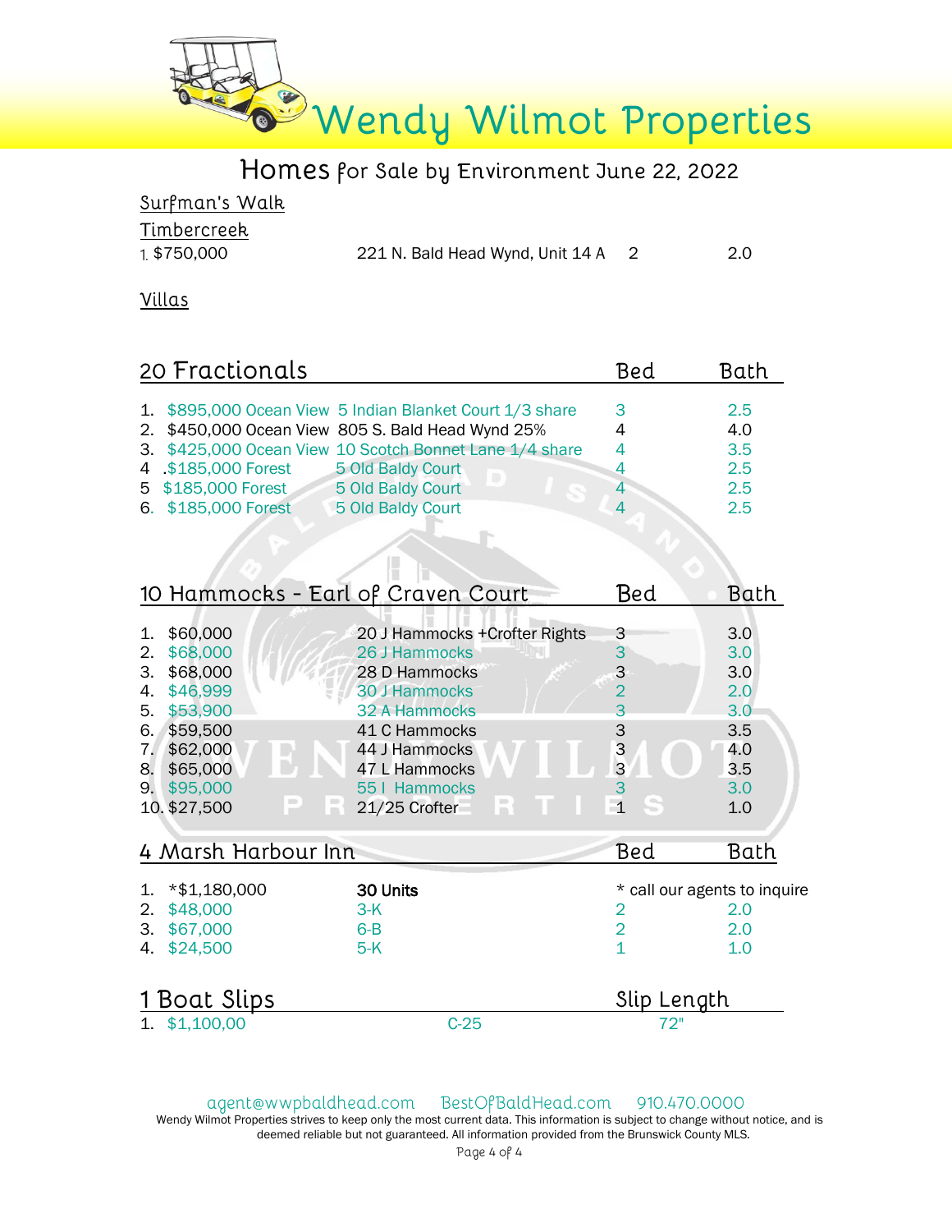# Wendy Wilmot Properties

## Homes for Sale by Environment June 22, 2022

### Surfman's Walk

### Timbercreek

| | | | | |
|---|---|---|---|---|
| 1. | $750,000 | 221 N. Bald Head Wynd, Unit 14 A | 2 | 2.0 |

### Villas

### 20 Fractionals

| # | Price | Environment | Address | Bed | Bath |
|---|---|---|---|---|---|
| 1. | $895,000 | Ocean View | 5 Indian Blanket Court 1/3 share | 3 | 2.5 |
| 2. | $450,000 | Ocean View | 805 S. Bald Head Wynd 25% | 4 | 4.0 |
| 3. | $425,000 | Ocean View | 10 Scotch Bonnet Lane 1/4 share | 4 | 3.5 |
| 4 | .$185,000 | Forest | 5 Old Baldy Court | 4 | 2.5 |
| 5 | $185,000 | Forest | 5 Old Baldy Court | 4 | 2.5 |
| 6. | $185,000 | Forest | 5 Old Baldy Court | 4 | 2.5 |

### 10 Hammocks - Earl of Craven Court

| # | Price | Address | Bed | Bath |
|---|---|---|---|---|
| 1. | $60,000 | 20 J Hammocks +Crofter Rights | 3 | 3.0 |
| 2. | $68,000 | 26 J Hammocks | 3 | 3.0 |
| 3. | $68,000 | 28 D Hammocks | 3 | 3.0 |
| 4. | $46,999 | 30 J Hammocks | 2 | 2.0 |
| 5. | $53,900 | 32 A Hammocks | 3 | 3.0 |
| 6. | $59,500 | 41 C Hammocks | 3 | 3.5 |
| 7. | $62,000 | 44 J Hammocks | 3 | 4.0 |
| 8. | $65,000 | 47 L Hammocks | 3 | 3.5 |
| 9. | $95,000 | 55 I Hammocks | 3 | 3.0 |
| 10. | $27,500 | 21/25 Crofter | 1 | 1.0 |

### 4 Marsh Harbour Inn

| # | Price | Unit | Bed | Bath |
|---|---|---|---|---|
| 1. | *$1,180,000 | **30 Units** | * call our agents to inquire | |
| 2. | $48,000 | 3-K | 2 | 2.0 |
| 3. | $67,000 | 6-B | 2 | 2.0 |
| 4. | $24,500 | 5-K | 1 | 1.0 |

### 1 Boat Slips

| # | Price | Slip | Slip Length |
|---|---|---|---|
| 1. | $1,100,00 | C-25 | 72" |

agent@wwpbaldhead.com BestOfBaldHead.com 910.470.0000

Wendy Wilmot Properties strives to keep only the most current data. This information is subject to change without notice, and is deemed reliable but not guaranteed. All information provided from the Brunswick County MLS.